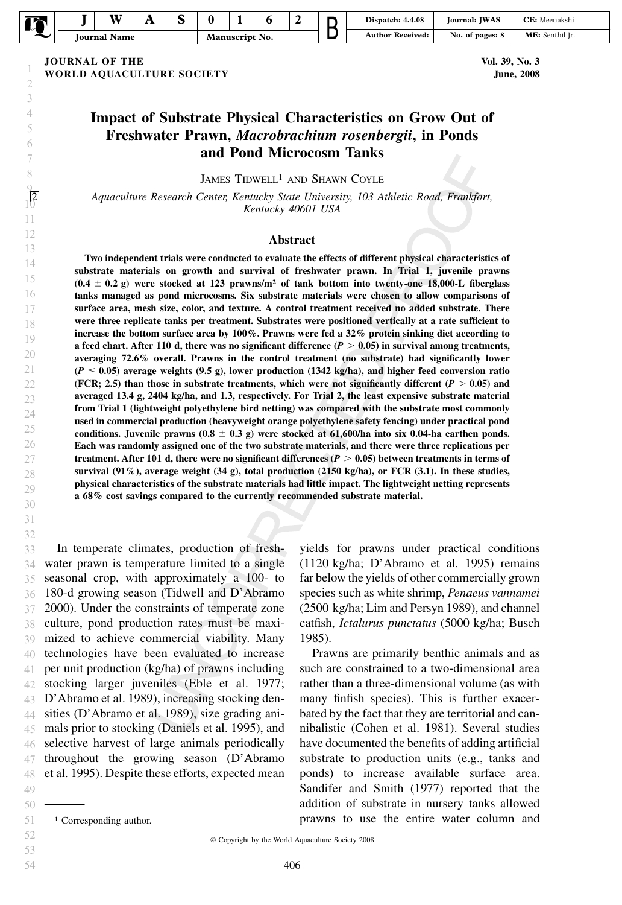# Impact of Substrate Physical Characteristics on Grow Out of Freshwater Prawn, *Macrobrachium rosenbergii*, in Ponds and Pond Microcosm Tanks

James Tidwell[1] and Shawn Coyle

*Aquaculture Research Center, Kentucky State University, 103 Athletic Road, Frankfort, Kentucky 40601 USA*

## Abstract

**Two independent trials were conducted to evaluate the effects of different physical characteristics of substrate materials on growth and survival of freshwater prawn. In Trial 1, juvenile prawns (0.4 ± 0.2 g) were stocked at 123 prawns/m² of tank bottom into twenty-one 18,000-L fiberglass tanks managed as pond microcosms. Six substrate materials were chosen to allow comparisons of surface area, mesh size, color, and texture. A control treatment received no added substrate. There were three replicate tanks per treatment. Substrates were positioned vertically at a rate sufficient to increase the bottom surface area by 100%. Prawns were fed a 32% protein sinking diet according to a feed chart. After 110 d, there was no significant difference ($P > 0.05$) in survival among treatments, averaging 72.6% overall. Prawns in the control treatment (no substrate) had significantly lower ($P \leq 0.05$) average weights (9.5 g), lower production (1342 kg/ha), and higher feed conversion ratio (FCR; 2.5) than those in substrate treatments, which were not significantly different ($P > 0.05$) and averaged 13.4 g, 2404 kg/ha, and 1.3, respectively. For Trial 2, the least expensive substrate material from Trial 1 (lightweight polyethylene bird netting) was compared with the substrate most commonly used in commercial production (heavyweight orange polyethylene safety fencing) under practical pond conditions. Juvenile prawns (0.8 ± 0.3 g) were stocked at 61,600/ha into six 0.04-ha earthen ponds. Each was randomly assigned one of the two substrate materials, and there were three replications per treatment. After 101 d, there were no significant differences ($P > 0.05$) between treatments in terms of survival (91%), average weight (34 g), total production (2150 kg/ha), or FCR (3.1). In these studies, physical characteristics of the substrate materials had little impact. The lightweight netting represents a 68% cost savings compared to the currently recommended substrate material.**

In temperate climates, production of freshwater prawn is temperature limited to a single seasonal crop, with approximately a 100- to 180-d growing season (Tidwell and D'Abramo 2000). Under the constraints of temperate zone culture, pond production rates must be maximized to achieve commercial viability. Many technologies have been evaluated to increase per unit production (kg/ha) of prawns including stocking larger juveniles (Eble et al. 1977; D'Abramo et al. 1989), increasing stocking densities (D'Abramo et al. 1989), size grading animals prior to stocking (Daniels et al. 1995), and selective harvest of large animals periodically throughout the growing season (D'Abramo et al. 1995). Despite these efforts, expected mean yields for prawns under practical conditions (1120 kg/ha; D'Abramo et al. 1995) remains far below the yields of other commercially grown species such as white shrimp, *Penaeus vannamei* (2500 kg/ha; Lim and Persyn 1989), and channel catfish, *Ictalurus punctatus* (5000 kg/ha; Busch 1985).

Prawns are primarily benthic animals and as such are constrained to a two-dimensional area rather than a three-dimensional volume (as with many finfish species). This is further exacerbated by the fact that they are territorial and cannibalistic (Cohen et al. 1981). Several studies have documented the benefits of adding artificial substrate to production units (e.g., tanks and ponds) to increase available surface area. Sandifer and Smith (1977) reported that the addition of substrate in nursery tanks allowed prawns to use the entire water column and

[1] Corresponding author.

© Copyright by the World Aquaculture Society 2008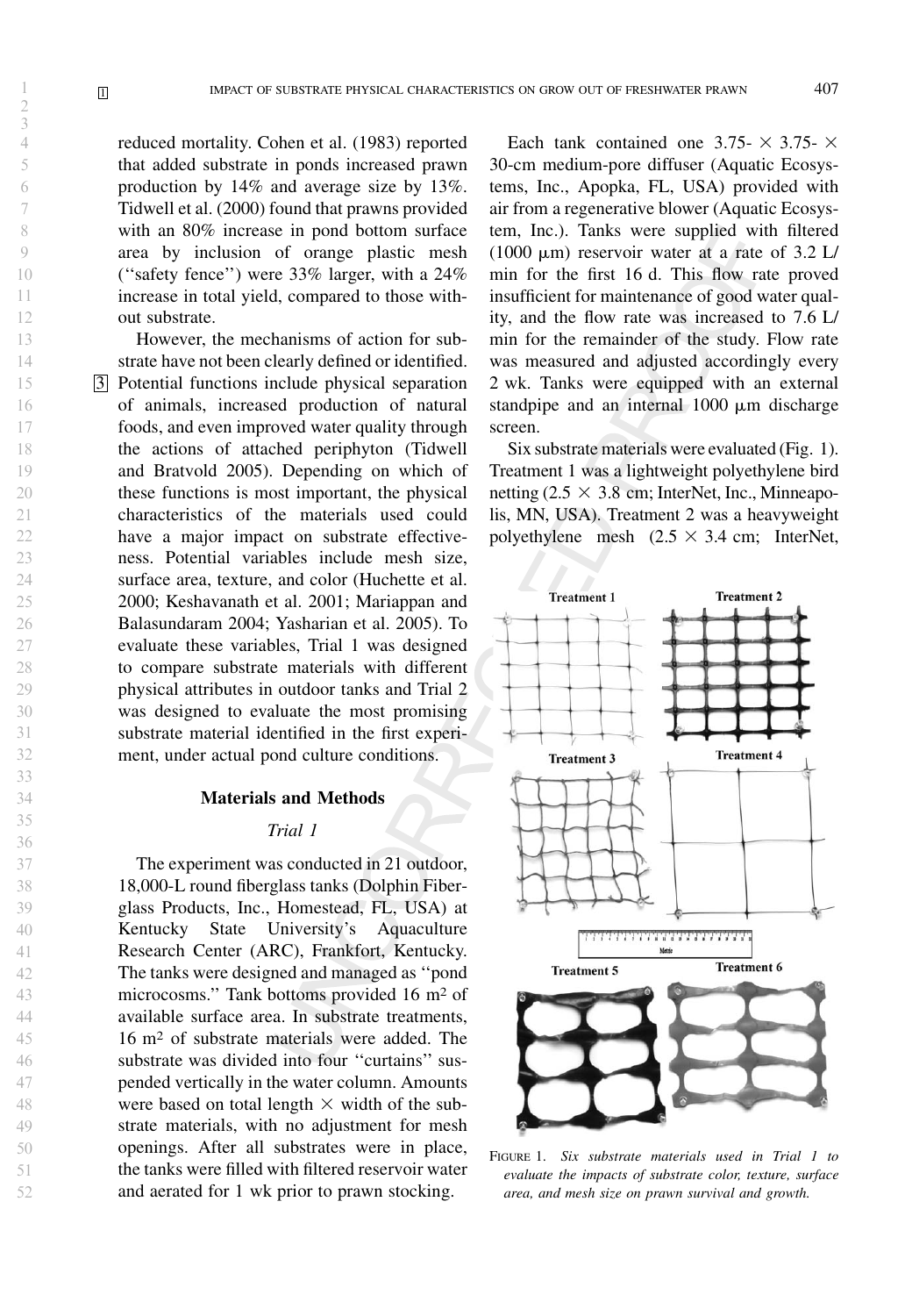reduced mortality. Cohen et al. (1983) reported that added substrate in ponds increased prawn production by 14% and average size by 13%. Tidwell et al. (2000) found that prawns provided with an 80% increase in pond bottom surface area by inclusion of orange plastic mesh (''safety fence'') were 33% larger, with a 24% increase in total yield, compared to those without substrate.

However, the mechanisms of action for substrate have not been clearly defined or identified. Potential functions include physical separation of animals, increased production of natural foods, and even improved water quality through the actions of attached periphyton (Tidwell and Bratvold 2005). Depending on which of these functions is most important, the physical characteristics of the materials used could have a major impact on substrate effectiveness. Potential variables include mesh size, surface area, texture, and color (Huchette et al. 2000; Keshavanath et al. 2001; Mariappan and Balasundaram 2004; Yasharian et al. 2005). To evaluate these variables, Trial 1 was designed to compare substrate materials with different physical attributes in outdoor tanks and Trial 2 was designed to evaluate the most promising substrate material identified in the first experiment, under actual pond culture conditions.

## Materials and Methods

### *Trial 1*

The experiment was conducted in 21 outdoor, 18,000-L round fiberglass tanks (Dolphin Fiberglass Products, Inc., Homestead, FL, USA) at Kentucky State University's Aquaculture Research Center (ARC), Frankfort, Kentucky. The tanks were designed and managed as ''pond microcosms.'' Tank bottoms provided 16 $m^2$ of available surface area. In substrate treatments, 16 $m^2$ of substrate materials were added. The substrate was divided into four ''curtains'' suspended vertically in the water column. Amounts were based on total length × width of the substrate materials, with no adjustment for mesh openings. After all substrates were in place, the tanks were filled with filtered reservoir water and aerated for 1 wk prior to prawn stocking.

Each tank contained one 3.75- × 3.75- × 30-cm medium-pore diffuser (Aquatic Ecosystems, Inc., Apopka, FL, USA) provided with air from a regenerative blower (Aquatic Ecosystem, Inc.). Tanks were supplied with filtered (1000 μm) reservoir water at a rate of 3.2 L/min for the first 16 d. This flow rate proved insufficient for maintenance of good water quality, and the flow rate was increased to 7.6 L/min for the remainder of the study. Flow rate was measured and adjusted accordingly every 2 wk. Tanks were equipped with an external standpipe and an internal 1000 μm discharge screen.

Six substrate materials were evaluated (Fig. 1). Treatment 1 was a lightweight polyethylene bird netting (2.5 × 3.8 cm; InterNet, Inc., Minneapolis, MN, USA). Treatment 2 was a heavyweight polyethylene mesh (2.5 × 3.4 cm; InterNet,

FIGURE 1. *Six substrate materials used in Trial 1 to evaluate the impacts of substrate color, texture, surface area, and mesh size on prawn survival and growth.*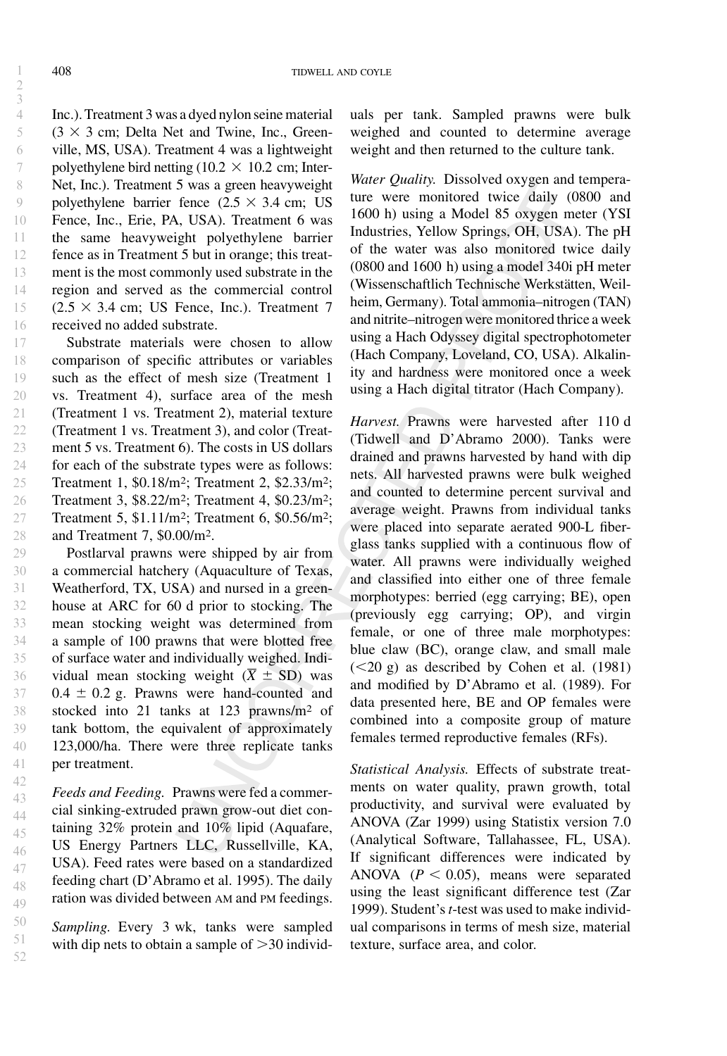Inc.). Treatment 3 was a dyed nylon seine material ($3 \times 3$ cm; Delta Net and Twine, Inc., Greenville, MS, USA). Treatment 4 was a lightweight polyethylene bird netting ($10.2 \times 10.2$ cm; Inter-Net, Inc.). Treatment 5 was a green heavyweight polyethylene barrier fence ($2.5 \times 3.4$ cm; US Fence, Inc., Erie, PA, USA). Treatment 6 was the same heavyweight polyethylene barrier fence as in Treatment 5 but in orange; this treatment is the most commonly used substrate in the region and served as the commercial control ($2.5 \times 3.4$ cm; US Fence, Inc.). Treatment 7 received no added substrate.

Substrate materials were chosen to allow comparison of specific attributes or variables such as the effect of mesh size (Treatment 1 vs. Treatment 4), surface area of the mesh (Treatment 1 vs. Treatment 2), material texture (Treatment 1 vs. Treatment 3), and color (Treatment 5 vs. Treatment 6). The costs in US dollars for each of the substrate types were as follows: Treatment 1, \$0.18/m$^2$; Treatment 2, \$2.33/m$^2$; Treatment 3, \$8.22/m$^2$; Treatment 4, \$0.23/m$^2$; Treatment 5, \$1.11/m$^2$; Treatment 6, \$0.56/m$^2$; and Treatment 7, \$0.00/m$^2$.

Postlarval prawns were shipped by air from a commercial hatchery (Aquaculture of Texas, Weatherford, TX, USA) and nursed in a greenhouse at ARC for 60 d prior to stocking. The mean stocking weight was determined from a sample of 100 prawns that were blotted free of surface water and individually weighed. Individual mean stocking weight ($\overline{X} \pm$ SD) was $0.4 \pm 0.2$ g. Prawns were hand-counted and stocked into 21 tanks at 123 prawns/m$^2$ of tank bottom, the equivalent of approximately 123,000/ha. There were three replicate tanks per treatment.

*Feeds and Feeding.* Prawns were fed a commercial sinking-extruded prawn grow-out diet containing 32% protein and 10% lipid (Aquafare, US Energy Partners LLC, Russellville, KA, USA). Feed rates were based on a standardized feeding chart (D'Abramo et al. 1995). The daily ration was divided between AM and PM feedings.

*Sampling.* Every 3 wk, tanks were sampled with dip nets to obtain a sample of >30 individuals per tank. Sampled prawns were bulk weighed and counted to determine average weight and then returned to the culture tank.

*Water Quality.* Dissolved oxygen and temperature were monitored twice daily (0800 and 1600 h) using a Model 85 oxygen meter (YSI Industries, Yellow Springs, OH, USA). The pH of the water was also monitored twice daily (0800 and 1600 h) using a model 340i pH meter (Wissenschaftlich Technische Werkstätten, Weilheim, Germany). Total ammonia–nitrogen (TAN) and nitrite–nitrogen were monitored thrice a week using a Hach Odyssey digital spectrophotometer (Hach Company, Loveland, CO, USA). Alkalinity and hardness were monitored once a week using a Hach digital titrator (Hach Company).

*Harvest.* Prawns were harvested after 110 d (Tidwell and D'Abramo 2000). Tanks were drained and prawns harvested by hand with dip nets. All harvested prawns were bulk weighed and counted to determine percent survival and average weight. Prawns from individual tanks were placed into separate aerated 900-L fiberglass tanks supplied with a continuous flow of water. All prawns were individually weighed and classified into either one of three female morphotypes: berried (egg carrying; BE), open (previously egg carrying; OP), and virgin female, or one of three male morphotypes: blue claw (BC), orange claw, and small male (<20 g) as described by Cohen et al. (1981) and modified by D'Abramo et al. (1989). For data presented here, BE and OP females were combined into a composite group of mature females termed reproductive females (RFs).

*Statistical Analysis.* Effects of substrate treatments on water quality, prawn growth, total productivity, and survival were evaluated by ANOVA (Zar 1999) using Statistix version 7.0 (Analytical Software, Tallahassee, FL, USA). If significant differences were indicated by ANOVA ($P < 0.05$), means were separated using the least significant difference test (Zar 1999). Student's $t$-test was used to make individual comparisons in terms of mesh size, material texture, surface area, and color.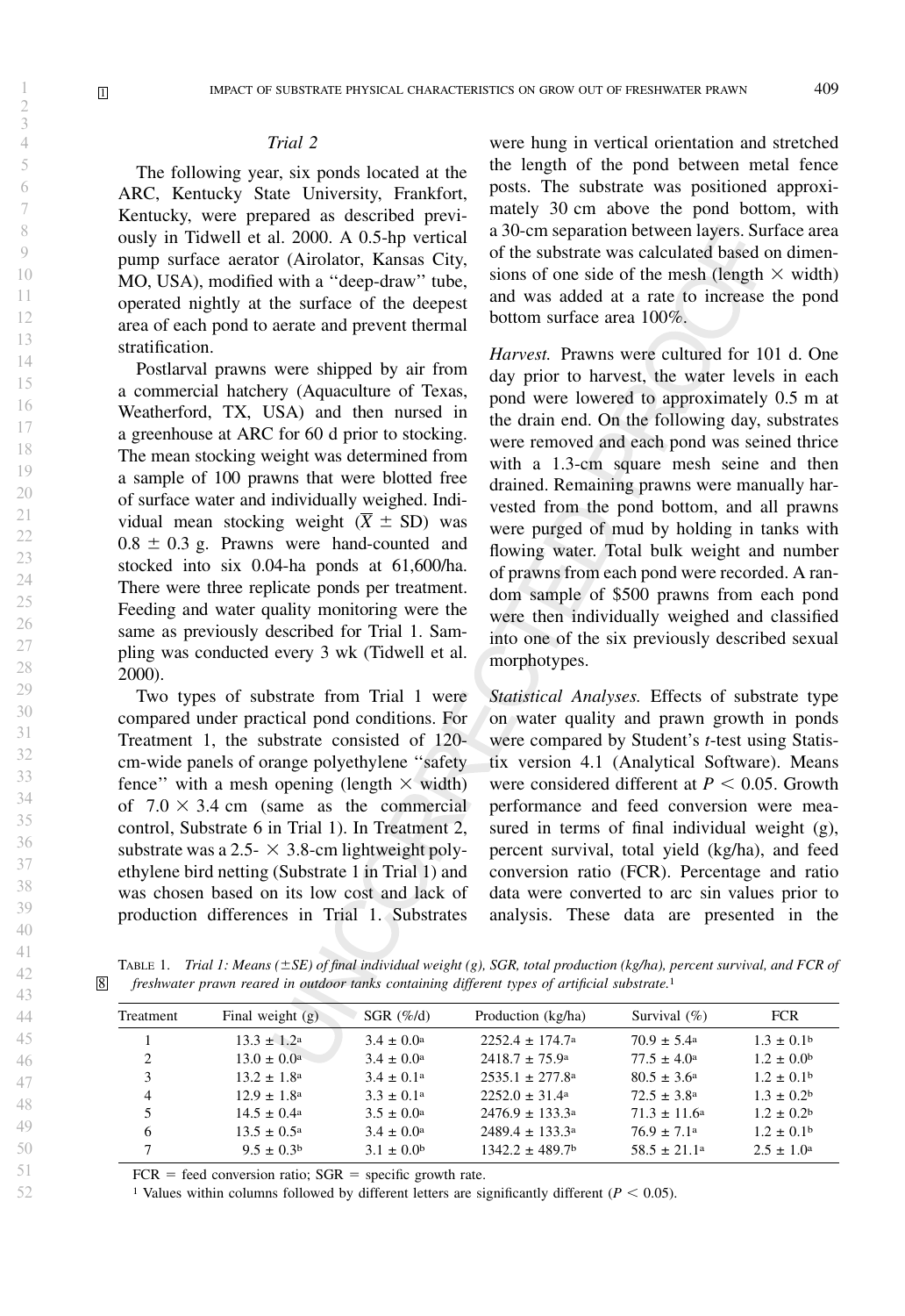### *Trial 2*

The following year, six ponds located at the ARC, Kentucky State University, Frankfort, Kentucky, were prepared as described previously in Tidwell et al. 2000. A 0.5-hp vertical pump surface aerator (Airolator, Kansas City, MO, USA), modified with a "deep-draw" tube, operated nightly at the surface of the deepest area of each pond to aerate and prevent thermal stratification.

Postlarval prawns were shipped by air from a commercial hatchery (Aquaculture of Texas, Weatherford, TX, USA) and then nursed in a greenhouse at ARC for 60 d prior to stocking. The mean stocking weight was determined from a sample of 100 prawns that were blotted free of surface water and individually weighed. Individual mean stocking weight ($\bar{X} \pm$ SD) was $0.8 \pm 0.3$ g. Prawns were hand-counted and stocked into six 0.04-ha ponds at 61,600/ha. There were three replicate ponds per treatment. Feeding and water quality monitoring were the same as previously described for Trial 1. Sampling was conducted every 3 wk (Tidwell et al. 2000).

Two types of substrate from Trial 1 were compared under practical pond conditions. For Treatment 1, the substrate consisted of 120-cm-wide panels of orange polyethylene "safety fence" with a mesh opening (length $\times$ width) of $7.0 \times 3.4$ cm (same as the commercial control, Substrate 6 in Trial 1). In Treatment 2, substrate was a 2.5- $\times$ 3.8-cm lightweight polyethylene bird netting (Substrate 1 in Trial 1) and was chosen based on its low cost and lack of production differences in Trial 1. Substrates were hung in vertical orientation and stretched the length of the pond between metal fence posts. The substrate was positioned approximately 30 cm above the pond bottom, with a 30-cm separation between layers. Surface area of the substrate was calculated based on dimensions of one side of the mesh (length $\times$ width) and was added at a rate to increase the pond bottom surface area 100%.

*Harvest.* Prawns were cultured for 101 d. One day prior to harvest, the water levels in each pond were lowered to approximately 0.5 m at the drain end. On the following day, substrates were removed and each pond was seined thrice with a 1.3-cm square mesh seine and then drained. Remaining prawns were manually harvested from the pond bottom, and all prawns were purged of mud by holding in tanks with flowing water. Total bulk weight and number of prawns from each pond were recorded. A random sample of $500 prawns from each pond were then individually weighed and classified into one of the six previously described sexual morphotypes.

*Statistical Analyses.* Effects of substrate type on water quality and prawn growth in ponds were compared by Student's *t*-test using Statistix version 4.1 (Analytical Software). Means were considered different at $P < 0.05$. Growth performance and feed conversion were measured in terms of final individual weight (g), percent survival, total yield (kg/ha), and feed conversion ratio (FCR). Percentage and ratio data were converted to arc sin values prior to analysis. These data are presented in the

TABLE 1. *Trial 1: Means (±SE) of final individual weight (g), SGR, total production (kg/ha), percent survival, and FCR of freshwater prawn reared in outdoor tanks containing different types of artificial substrate.*[1]

| Treatment | Final weight (g) | SGR (%/d) | Production (kg/ha) | Survival (%) | FCR |
|---|---|---|---|---|---|
| 1 | 13.3 ± 1.2[a] | 3.4 ± 0.0[a] | 2252.4 ± 174.7[a] | 70.9 ± 5.4[a] | 1.3 ± 0.1[b] |
| 2 | 13.0 ± 0.0[a] | 3.4 ± 0.0[a] | 2418.7 ± 75.9[a] | 77.5 ± 4.0[a] | 1.2 ± 0.0[b] |
| 3 | 13.2 ± 1.8[a] | 3.4 ± 0.1[a] | 2535.1 ± 277.8[a] | 80.5 ± 3.6[a] | 1.2 ± 0.1[b] |
| 4 | 12.9 ± 1.8[a] | 3.3 ± 0.1[a] | 2252.0 ± 31.4[a] | 72.5 ± 3.8[a] | 1.3 ± 0.2[b] |
| 5 | 14.5 ± 0.4[a] | 3.5 ± 0.0[a] | 2476.9 ± 133.3[a] | 71.3 ± 11.6[a] | 1.2 ± 0.2[b] |
| 6 | 13.5 ± 0.5[a] | 3.4 ± 0.0[a] | 2489.4 ± 133.3[a] | 76.9 ± 7.1[a] | 1.2 ± 0.1[b] |
| 7 | 9.5 ± 0.3[b] | 3.1 ± 0.0[b] | 1342.2 ± 489.7[b] | 58.5 ± 21.1[a] | 2.5 ± 1.0[a] |

FCR = feed conversion ratio; SGR = specific growth rate.

[1] Values within columns followed by different letters are significantly different ($P < 0.05$).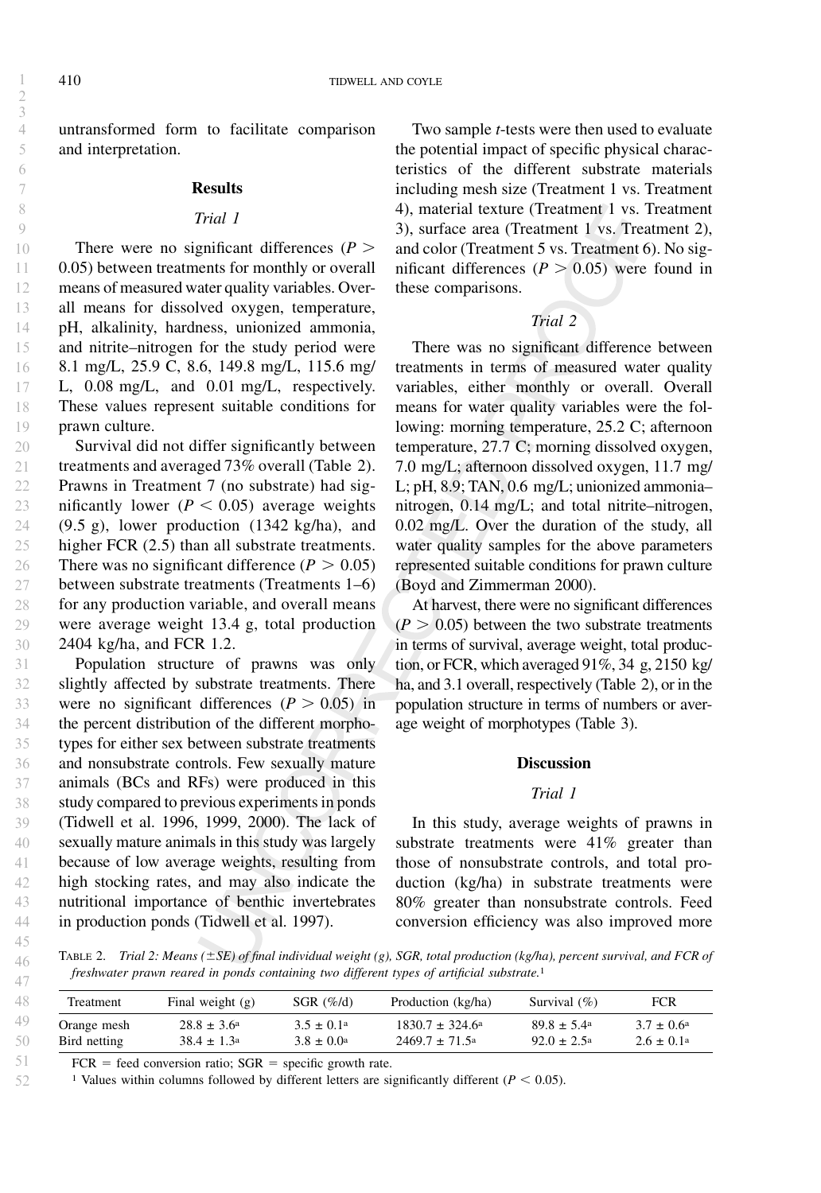untransformed form to facilitate comparison and interpretation.

## Results

### *Trial 1*

There were no significant differences ($P > 0.05$) between treatments for monthly or overall means of measured water quality variables. Overall means for dissolved oxygen, temperature, pH, alkalinity, hardness, unionized ammonia, and nitrite–nitrogen for the study period were 8.1 mg/L, 25.9 C, 8.6, 149.8 mg/L, 115.6 mg/L, 0.08 mg/L, and 0.01 mg/L, respectively. These values represent suitable conditions for prawn culture.

Survival did not differ significantly between treatments and averaged 73% overall (Table 2). Prawns in Treatment 7 (no substrate) had significantly lower ($P < 0.05$) average weights (9.5 g), lower production (1342 kg/ha), and higher FCR (2.5) than all substrate treatments. There was no significant difference ($P > 0.05$) between substrate treatments (Treatments 1–6) for any production variable, and overall means were average weight 13.4 g, total production 2404 kg/ha, and FCR 1.2.

Population structure of prawns was only slightly affected by substrate treatments. There were no significant differences ($P > 0.05$) in the percent distribution of the different morphotypes for either sex between substrate treatments and nonsubstrate controls. Few sexually mature animals (BCs and RFs) were produced in this study compared to previous experiments in ponds (Tidwell et al. 1996, 1999, 2000). The lack of sexually mature animals in this study was largely because of low average weights, resulting from high stocking rates, and may also indicate the nutritional importance of benthic invertebrates in production ponds (Tidwell et al. 1997).

Two sample *t*-tests were then used to evaluate the potential impact of specific physical characteristics of the different substrate materials including mesh size (Treatment 1 vs. Treatment 4), material texture (Treatment 1 vs. Treatment 3), surface area (Treatment 1 vs. Treatment 2), and color (Treatment 5 vs. Treatment 6). No significant differences ($P > 0.05$) were found in these comparisons.

### *Trial 2*

There was no significant difference between treatments in terms of measured water quality variables, either monthly or overall. Overall means for water quality variables were the following: morning temperature, 25.2 C; afternoon temperature, 27.7 C; morning dissolved oxygen, 7.0 mg/L; afternoon dissolved oxygen, 11.7 mg/L; pH, 8.9; TAN, 0.6 mg/L; unionized ammonia–nitrogen, 0.14 mg/L; and total nitrite–nitrogen, 0.02 mg/L. Over the duration of the study, all water quality samples for the above parameters represented suitable conditions for prawn culture (Boyd and Zimmerman 2000).

At harvest, there were no significant differences ($P > 0.05$) between the two substrate treatments in terms of survival, average weight, total production, or FCR, which averaged 91%, 34 g, 2150 kg/ha, and 3.1 overall, respectively (Table 2), or in the population structure in terms of numbers or average weight of morphotypes (Table 3).

## Discussion

### *Trial 1*

In this study, average weights of prawns in substrate treatments were 41% greater than those of nonsubstrate controls, and total production (kg/ha) in substrate treatments were 80% greater than nonsubstrate controls. Feed conversion efficiency was also improved more

TABLE 2. *Trial 2: Means (±SE) of final individual weight (g), SGR, total production (kg/ha), percent survival, and FCR of freshwater prawn reared in ponds containing two different types of artificial substrate.*[1]

| Treatment | Final weight (g) | SGR (%/d) | Production (kg/ha) | Survival (%) | FCR |
|---|---|---|---|---|---|
| Orange mesh | 28.8 ± 3.6[a] | 3.5 ± 0.1[a] | 1830.7 ± 324.6[a] | 89.8 ± 5.4[a] | 3.7 ± 0.6[a] |
| Bird netting | 38.4 ± 1.3[a] | 3.8 ± 0.0[a] | 2469.7 ± 71.5[a] | 92.0 ± 2.5[a] | 2.6 ± 0.1[a] |

FCR = feed conversion ratio; SGR = specific growth rate.

[1] Values within columns followed by different letters are significantly different ($P < 0.05$).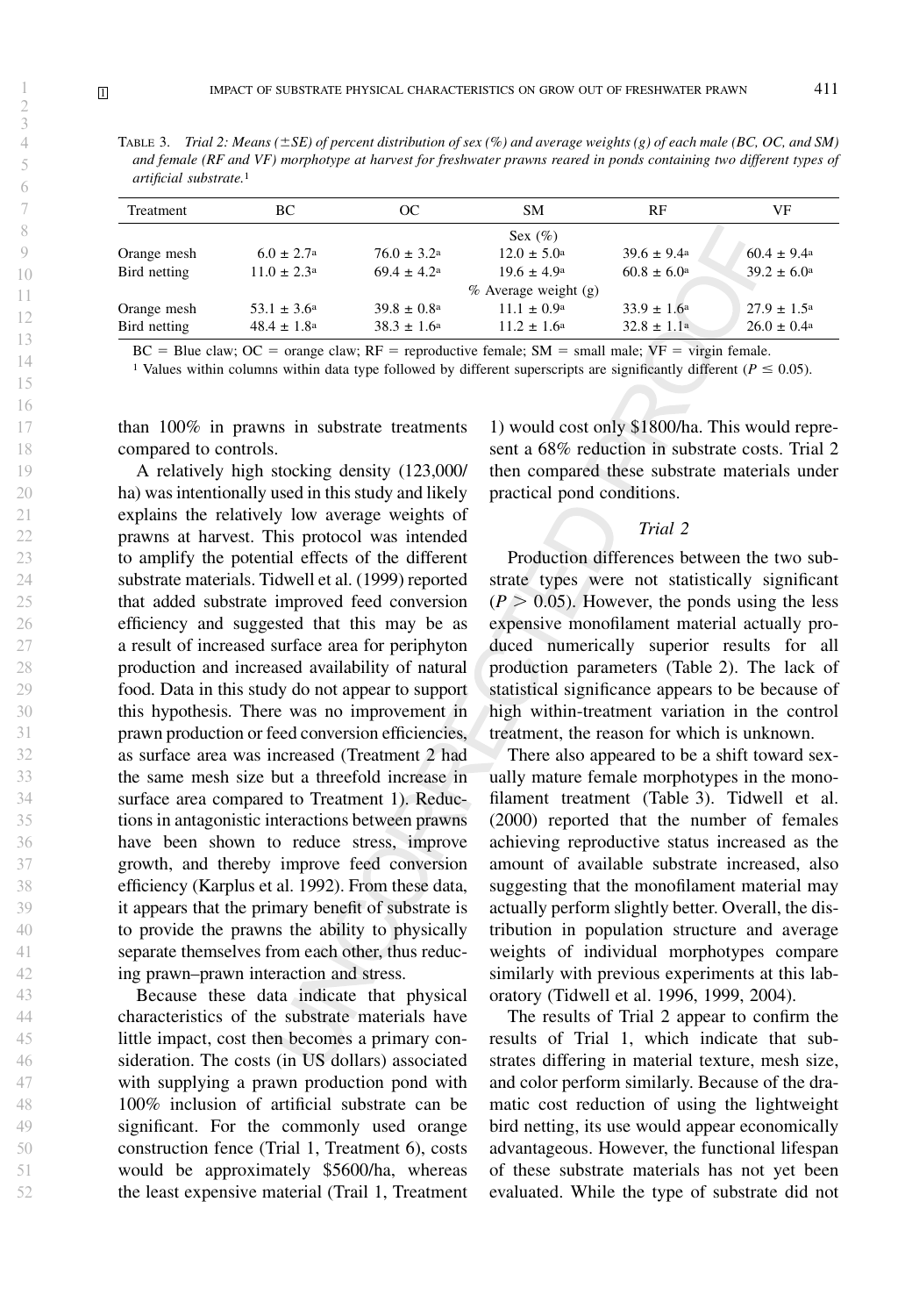TABLE 3. *Trial 2: Means (±SE) of percent distribution of sex (%) and average weights (g) of each male (BC, OC, and SM) and female (RF and VF) morphotype at harvest for freshwater prawns reared in ponds containing two different types of artificial substrate.*[1]

| Treatment | BC | OC | SM | RF | VF |
|---|---|---|---|---|---|
| | | | Sex (%) | | |
| Orange mesh | 6.0 ± 2.7[a] | 76.0 ± 3.2[a] | 12.0 ± 5.0[a] | 39.6 ± 9.4[a] | 60.4 ± 9.4[a] |
| Bird netting | 11.0 ± 2.3[a] | 69.4 ± 4.2[a] | 19.6 ± 4.9[a] | 60.8 ± 6.0[a] | 39.2 ± 6.0[a] |
| | | | % Average weight (g) | | |
| Orange mesh | 53.1 ± 3.6[a] | 39.8 ± 0.8[a] | 11.1 ± 0.9[a] | 33.9 ± 1.6[a] | 27.9 ± 1.5[a] |
| Bird netting | 48.4 ± 1.8[a] | 38.3 ± 1.6[a] | 11.2 ± 1.6[a] | 32.8 ± 1.1[a] | 26.0 ± 0.4[a] |

BC = Blue claw; OC = orange claw; RF = reproductive female; SM = small male; VF = virgin female.

[1] Values within columns within data type followed by different superscripts are significantly different ($P \leq 0.05$).

than 100% in prawns in substrate treatments compared to controls.

A relatively high stocking density (123,000/ha) was intentionally used in this study and likely explains the relatively low average weights of prawns at harvest. This protocol was intended to amplify the potential effects of the different substrate materials. Tidwell et al. (1999) reported that added substrate improved feed conversion efficiency and suggested that this may be as a result of increased surface area for periphyton production and increased availability of natural food. Data in this study do not appear to support this hypothesis. There was no improvement in prawn production or feed conversion efficiencies, as surface area was increased (Treatment 2 had the same mesh size but a threefold increase in surface area compared to Treatment 1). Reductions in antagonistic interactions between prawns have been shown to reduce stress, improve growth, and thereby improve feed conversion efficiency (Karplus et al. 1992). From these data, it appears that the primary benefit of substrate is to provide the prawns the ability to physically separate themselves from each other, thus reducing prawn–prawn interaction and stress.

Because these data indicate that physical characteristics of the substrate materials have little impact, cost then becomes a primary consideration. The costs (in US dollars) associated with supplying a prawn production pond with 100% inclusion of artificial substrate can be significant. For the commonly used orange construction fence (Trial 1, Treatment 6), costs would be approximately \$5600/ha, whereas the least expensive material (Trail 1, Treatment 1) would cost only \$1800/ha. This would represent a 68% reduction in substrate costs. Trial 2 then compared these substrate materials under practical pond conditions.

### *Trial 2*

Production differences between the two substrate types were not statistically significant ($P > 0.05$). However, the ponds using the less expensive monofilament material actually produced numerically superior results for all production parameters (Table 2). The lack of statistical significance appears to be because of high within-treatment variation in the control treatment, the reason for which is unknown.

There also appeared to be a shift toward sexually mature female morphotypes in the monofilament treatment (Table 3). Tidwell et al. (2000) reported that the number of females achieving reproductive status increased as the amount of available substrate increased, also suggesting that the monofilament material may actually perform slightly better. Overall, the distribution in population structure and average weights of individual morphotypes compare similarly with previous experiments at this laboratory (Tidwell et al. 1996, 1999, 2004).

The results of Trial 2 appear to confirm the results of Trial 1, which indicate that substrates differing in material texture, mesh size, and color perform similarly. Because of the dramatic cost reduction of using the lightweight bird netting, its use would appear economically advantageous. However, the functional lifespan of these substrate materials has not yet been evaluated. While the type of substrate did not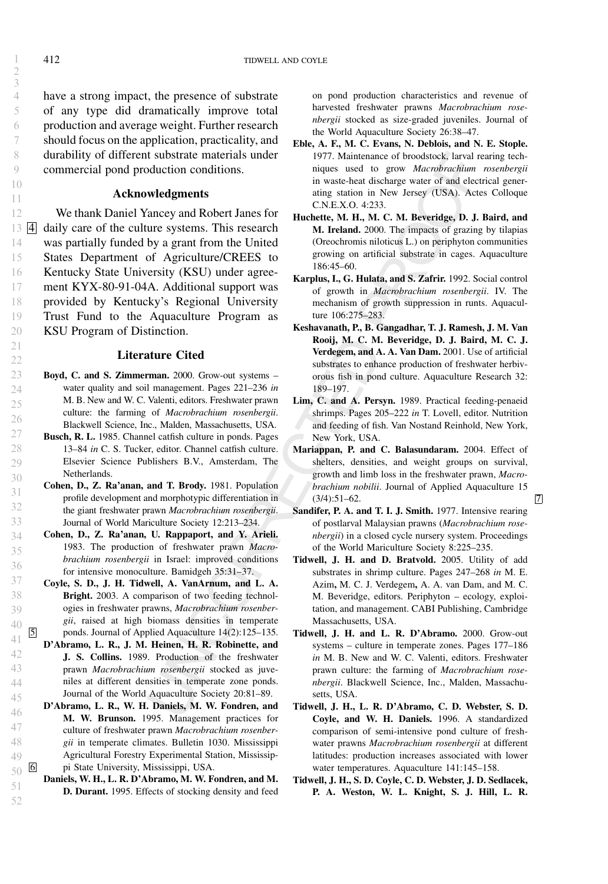have a strong impact, the presence of substrate of any type did dramatically improve total production and average weight. Further research should focus on the application, practicality, and durability of different substrate materials under commercial pond production conditions.

## Acknowledgments

We thank Daniel Yancey and Robert Janes for daily care of the culture systems. This research was partially funded by a grant from the United States Department of Agriculture/CREES to Kentucky State University (KSU) under agreement KYX-80-91-04A. Additional support was provided by Kentucky's Regional University Trust Fund to the Aquaculture Program as KSU Program of Distinction.

## Literature Cited

**Boyd, C. and S. Zimmerman.** 2000. Grow-out systems – water quality and soil management. Pages 221–236 *in* M. B. New and W. C. Valenti, editors. Freshwater prawn culture: the farming of *Macrobrachium rosenbergii*. Blackwell Science, Inc., Malden, Massachusetts, USA.

**Busch, R. L.** 1985. Channel catfish culture in ponds. Pages 13–84 *in* C. S. Tucker, editor. Channel catfish culture. Elsevier Science Publishers B.V., Amsterdam, The Netherlands.

**Cohen, D., Z. Ra'anan, and T. Brody.** 1981. Population profile development and morphotypic differentiation in the giant freshwater prawn *Macrobrachium rosenbergii*. Journal of World Mariculture Society 12:213–234.

**Cohen, D., Z. Ra'anan, U. Rappaport, and Y. Arieli.** 1983. The production of freshwater prawn *Macrobrachium rosenbergii* in Israel: improved conditions for intensive monoculture. Bamidgeh 35:31–37.

**Coyle, S. D., J. H. Tidwell, A. VanArnum, and L. A. Bright.** 2003. A comparison of two feeding technologies in freshwater prawns, *Macrobrachium rosenbergii*, raised at high biomass densities in temperate ponds. Journal of Applied Aquaculture 14(2):125–135.

**D'Abramo, L. R., J. M. Heinen, H. R. Robinette, and J. S. Collins.** 1989. Production of the freshwater prawn *Macrobrachium rosenbergii* stocked as juveniles at different densities in temperate zone ponds. Journal of the World Aquaculture Society 20:81–89.

**D'Abramo, L. R., W. H. Daniels, M. W. Fondren, and M. W. Brunson.** 1995. Management practices for culture of freshwater prawn *Macrobrachium rosenbergii* in temperate climates. Bulletin 1030. Mississippi Agricultural Forestry Experimental Station, Mississippi State University, Mississippi, USA.

**Daniels, W. H., L. R. D'Abramo, M. W. Fondren, and M. D. Durant.** 1995. Effects of stocking density and feed on pond production characteristics and revenue of harvested freshwater prawns *Macrobrachium rosenbergii* stocked as size-graded juveniles. Journal of the World Aquaculture Society 26:38–47.

**Eble, A. F., M. C. Evans, N. Deblois, and N. E. Stople.** 1977. Maintenance of broodstock, larval rearing techniques used to grow *Macrobrachium rosenbergii* in waste-heat discharge water of and electrical generating station in New Jersey (USA). Actes Colloque C.N.E.X.O. 4:233.

**Huchette, M. H., M. C. M. Beveridge, D. J. Baird, and M. Ireland.** 2000. The impacts of grazing by tilapias (Oreochromis niloticus L.) on periphyton communities growing on artificial substrate in cages. Aquaculture 186:45–60.

**Karplus, I., G. Hulata, and S. Zafrir.** 1992. Social control of growth in *Macrobrachium rosenbergii*. IV. The mechanism of growth suppression in runts. Aquaculture 106:275–283.

**Keshavanath, P., B. Gangadhar, T. J. Ramesh, J. M. Van Rooij, M. C. M. Beveridge, D. J. Baird, M. C. J. Verdegem, and A. A. Van Dam.** 2001. Use of artificial substrates to enhance production of freshwater herbivorous fish in pond culture. Aquaculture Research 32: 189–197.

**Lim, C. and A. Persyn.** 1989. Practical feeding-penaeid shrimps. Pages 205–222 *in* T. Lovell, editor. Nutrition and feeding of fish. Van Nostand Reinhold, New York, New York, USA.

**Mariappan, P. and C. Balasundaram.** 2004. Effect of shelters, densities, and weight groups on survival, growth and limb loss in the freshwater prawn, *Macrobrachium nobilii*. Journal of Applied Aquaculture 15 (3/4):51–62.

**Sandifer, P. A. and T. I. J. Smith.** 1977. Intensive rearing of postlarval Malaysian prawns (*Macrobrachium rosenbergii*) in a closed cycle nursery system. Proceedings of the World Mariculture Society 8:225–235.

**Tidwell, J. H. and D. Bratvold.** 2005. Utility of add substrates in shrimp culture. Pages 247–268 *in* M. E. Azim**,** M. C. J. Verdegem**,** A. A. van Dam, and M. C. M. Beveridge, editors. Periphyton – ecology, exploitation, and management. CABI Publishing, Cambridge Massachusetts, USA.

**Tidwell, J. H. and L. R. D'Abramo.** 2000. Grow-out systems – culture in temperate zones. Pages 177–186 *in* M. B. New and W. C. Valenti, editors. Freshwater prawn culture: the farming of *Macrobrachium rosenbergii*. Blackwell Science, Inc., Malden, Massachusetts, USA.

**Tidwell, J. H., L. R. D'Abramo, C. D. Webster, S. D. Coyle, and W. H. Daniels.** 1996. A standardized comparison of semi-intensive pond culture of freshwater prawns *Macrobrachium rosenbergii* at different latitudes: production increases associated with lower water temperatures. Aquaculture 141:145–158.

**Tidwell, J. H., S. D. Coyle, C. D. Webster, J. D. Sedlacek, P. A. Weston, W. L. Knight, S. J. Hill, L. R.**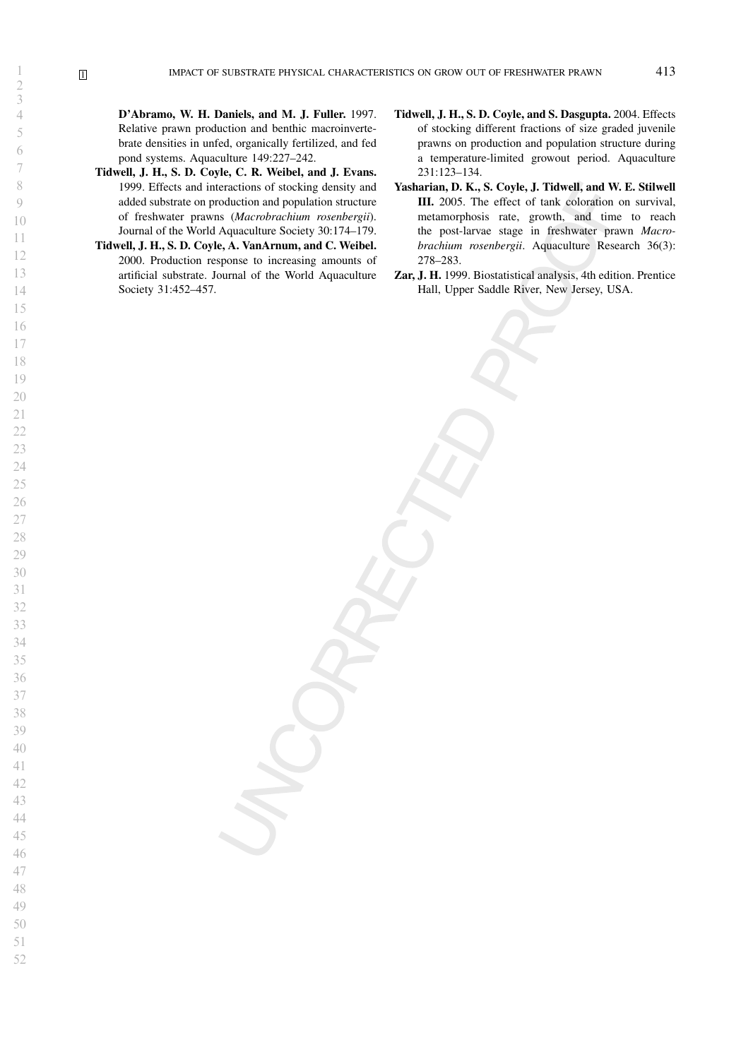**D'Abramo, W. H. Daniels, and M. J. Fuller.** 1997. Relative prawn production and benthic macroinvertebrate densities in unfed, organically fertilized, and fed pond systems. Aquaculture 149:227–242.

**Tidwell, J. H., S. D. Coyle, C. R. Weibel, and J. Evans.** 1999. Effects and interactions of stocking density and added substrate on production and population structure of freshwater prawns (*Macrobrachium rosenbergii*). Journal of the World Aquaculture Society 30:174–179.

**Tidwell, J. H., S. D. Coyle, A. VanArnum, and C. Weibel.** 2000. Production response to increasing amounts of artificial substrate. Journal of the World Aquaculture Society 31:452–457.

**Tidwell, J. H., S. D. Coyle, and S. Dasgupta.** 2004. Effects of stocking different fractions of size graded juvenile prawns on production and population structure during a temperature-limited growout period. Aquaculture 231:123–134.

**Yasharian, D. K., S. Coyle, J. Tidwell, and W. E. Stilwell III.** 2005. The effect of tank coloration on survival, metamorphosis rate, growth, and time to reach the post-larvae stage in freshwater prawn *Macrobrachium rosenbergii*. Aquaculture Research 36(3): 278–283.

**Zar, J. H.** 1999. Biostatistical analysis, 4th edition. Prentice Hall, Upper Saddle River, New Jersey, USA.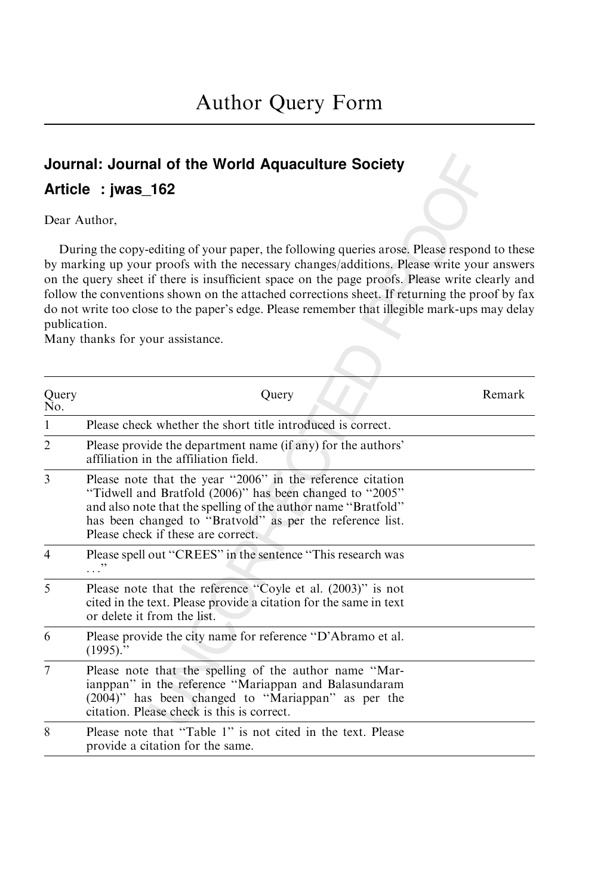# Author Query Form

**Journal: Journal of the World Aquaculture Society**

**Article : jwas_162**

Dear Author,

During the copy-editing of your paper, the following queries arose. Please respond to these by marking up your proofs with the necessary changes/additions. Please write your answers on the query sheet if there is insufficient space on the page proofs. Please write clearly and follow the conventions shown on the attached corrections sheet. If returning the proof by fax do not write too close to the paper's edge. Please remember that illegible mark-ups may delay publication.

Many thanks for your assistance.

| Query No. | Query | Remark |
|---|---|---|
| 1 | Please check whether the short title introduced is correct. | |
| 2 | Please provide the department name (if any) for the authors' affiliation in the affiliation field. | |
| 3 | Please note that the year "2006" in the reference citation "Tidwell and Bratfold (2006)" has been changed to "2005" and also note that the spelling of the author name "Bratfold" has been changed to "Bratvold" as per the reference list. Please check if these are correct. | |
| 4 | Please spell out "CREES" in the sentence "This research was . . ." | |
| 5 | Please note that the reference "Coyle et al. (2003)" is not cited in the text. Please provide a citation for the same in text or delete it from the list. | |
| 6 | Please provide the city name for reference "D'Abramo et al. (1995)." | |
| 7 | Please note that the spelling of the author name "Marianppan" in the reference "Mariappan and Balasundaram (2004)" has been changed to "Mariappan" as per the citation. Please check is this is correct. | |
| 8 | Please note that "Table 1" is not cited in the text. Please provide a citation for the same. | |